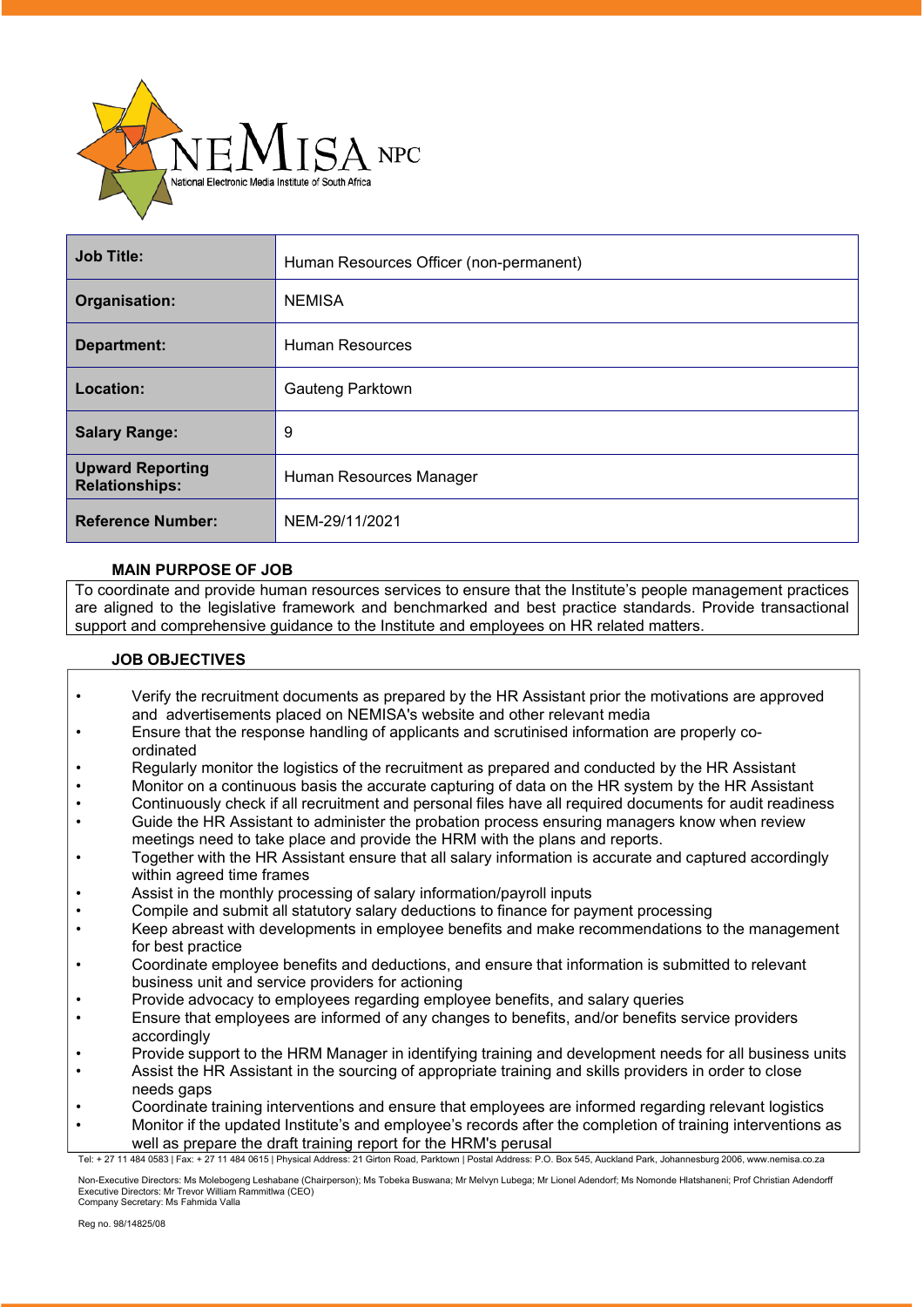| Job Title: | Human Resources Officer (non-permanent) |
|---|---|
| Organisation: | NEMISA |
| Department: | Human Resources |
| Location: | Gauteng Parktown |
| Salary Range: | 9 |
| Upward Reporting Relationships: | Human Resources Manager |
| Reference Number: | NEM-29/11/2021 |

## MAIN PURPOSE OF JOB

To coordinate and provide human resources services to ensure that the Institute's people management practices are aligned to the legislative framework and benchmarked and best practice standards. Provide transactional support and comprehensive guidance to the Institute and employees on HR related matters.

## JOB OBJECTIVES

- Verify the recruitment documents as prepared by the HR Assistant prior the motivations are approved and advertisements placed on NEMISA's website and other relevant media
- Ensure that the response handling of applicants and scrutinised information are properly co-ordinated
- Regularly monitor the logistics of the recruitment as prepared and conducted by the HR Assistant
- Monitor on a continuous basis the accurate capturing of data on the HR system by the HR Assistant
- Continuously check if all recruitment and personal files have all required documents for audit readiness
- Guide the HR Assistant to administer the probation process ensuring managers know when review meetings need to take place and provide the HRM with the plans and reports.
- Together with the HR Assistant ensure that all salary information is accurate and captured accordingly within agreed time frames
- Assist in the monthly processing of salary information/payroll inputs
- Compile and submit all statutory salary deductions to finance for payment processing
- Keep abreast with developments in employee benefits and make recommendations to the management for best practice
- Coordinate employee benefits and deductions, and ensure that information is submitted to relevant business unit and service providers for actioning
- Provide advocacy to employees regarding employee benefits, and salary queries
- Ensure that employees are informed of any changes to benefits, and/or benefits service providers accordingly
- Provide support to the HRM Manager in identifying training and development needs for all business units
- Assist the HR Assistant in the sourcing of appropriate training and skills providers in order to close needs gaps
- Coordinate training interventions and ensure that employees are informed regarding relevant logistics
- Monitor if the updated Institute's and employee's records after the completion of training interventions as well as prepare the draft training report for the HRM's perusal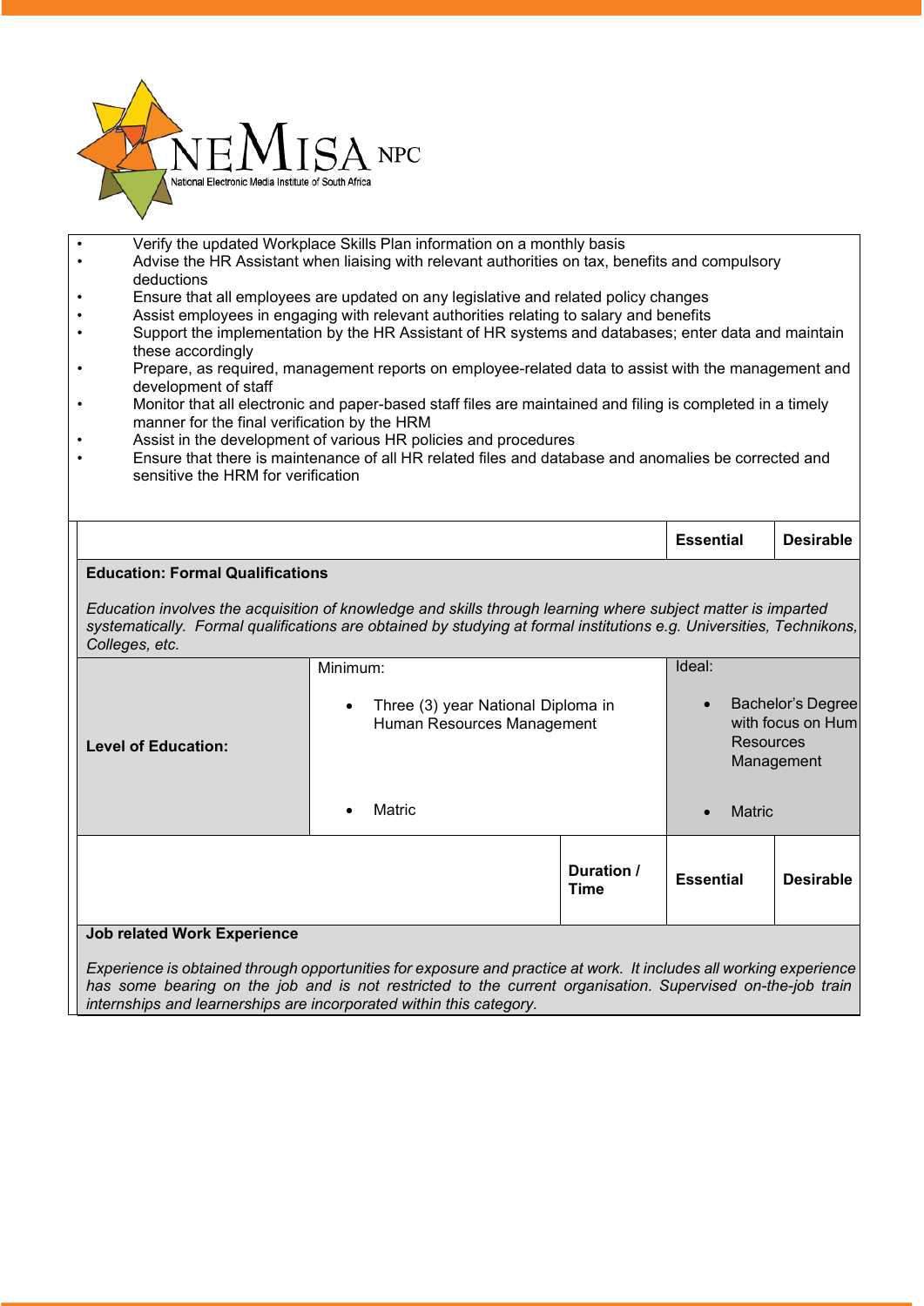- Verify the updated Workplace Skills Plan information on a monthly basis
- Advise the HR Assistant when liaising with relevant authorities on tax, benefits and compulsory deductions
- Ensure that all employees are updated on any legislative and related policy changes
- Assist employees in engaging with relevant authorities relating to salary and benefits
- Support the implementation by the HR Assistant of HR systems and databases; enter data and maintain these accordingly
- Prepare, as required, management reports on employee-related data to assist with the management and development of staff
- Monitor that all electronic and paper-based staff files are maintained and filing is completed in a timely manner for the final verification by the HRM
- Assist in the development of various HR policies and procedures
- Ensure that there is maintenance of all HR related files and database and anomalies be corrected and sensitive the HRM for verification

| | | Essential | Desirable |
|---|---|---|---|
| **Education: Formal Qualifications**<br><br>*Education involves the acquisition of knowledge and skills through learning where subject matter is imparted systematically. Formal qualifications are obtained by studying at formal institutions e.g. Universities, Technikons, Colleges, etc.* | | | |
| **Level of Education:** | Minimum:<br>• Three (3) year National Diploma in Human Resources Management<br>• Matric | Ideal:<br>• Bachelor's Degree with focus on Hum Resources Management<br>• Matric | |

| | Duration / Time | Essential | Desirable |
|---|---|---|---|
| **Job related Work Experience**<br><br>*Experience is obtained through opportunities for exposure and practice at work. It includes all working experience has some bearing on the job and is not restricted to the current organisation. Supervised on-the-job train internships and learnerships are incorporated within this category.* | | | |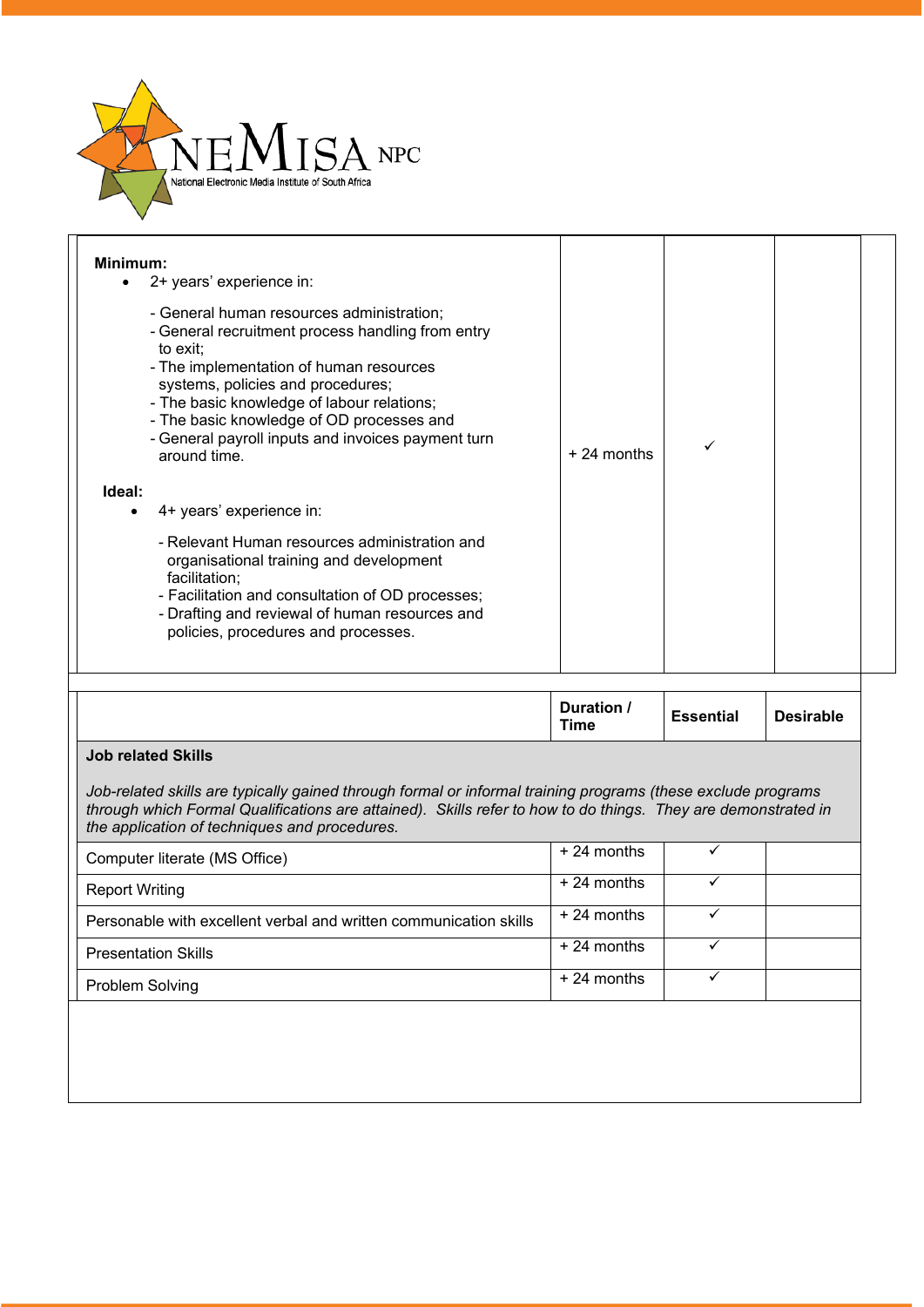| | | | |
|---|---|---|---|
| **Minimum:**<br>• 2+ years' experience in:<br>- General human resources administration;<br>- General recruitment process handling from entry to exit;<br>- The implementation of human resources systems, policies and procedures;<br>- The basic knowledge of labour relations;<br>- The basic knowledge of OD processes and<br>- General payroll inputs and invoices payment turn around time.<br><br>**Ideal:**<br>• 4+ years' experience in:<br>- Relevant Human resources administration and organisational training and development facilitation;<br>- Facilitation and consultation of OD processes;<br>- Drafting and reviewal of human resources and policies, procedures and processes. | + 24 months | ✓ | |

| | **Duration / Time** | **Essential** | **Desirable** |
|---|---|---|---|
| **Job related Skills**<br><br>*Job-related skills are typically gained through formal or informal training programs (these exclude programs through which Formal Qualifications are attained). Skills refer to how to do things. They are demonstrated in the application of techniques and procedures.* | | | |
| Computer literate (MS Office) | + 24 months | ✓ | |
| Report Writing | + 24 months | ✓ | |
| Personable with excellent verbal and written communication skills | + 24 months | ✓ | |
| Presentation Skills | + 24 months | ✓ | |
| Problem Solving | + 24 months | ✓ | |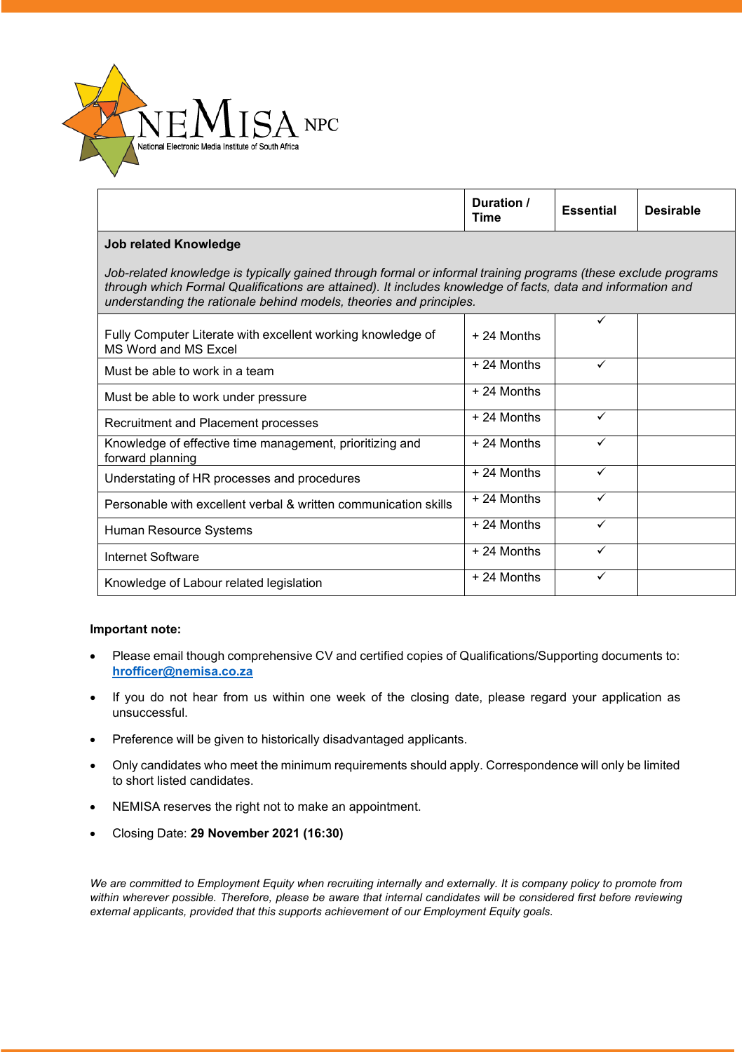| | Duration / Time | Essential | Desirable |
|---|---|---|---|
| **Job related Knowledge**<br><br>*Job-related knowledge is typically gained through formal or informal training programs (these exclude programs through which Formal Qualifications are attained). It includes knowledge of facts, data and information and understanding the rationale behind models, theories and principles.* | | | |
| Fully Computer Literate with excellent working knowledge of MS Word and MS Excel | + 24 Months | ✓ | |
| Must be able to work in a team | + 24 Months | ✓ | |
| Must be able to work under pressure | + 24 Months | | |
| Recruitment and Placement processes | + 24 Months | ✓ | |
| Knowledge of effective time management, prioritizing and forward planning | + 24 Months | ✓ | |
| Understating of HR processes and procedures | + 24 Months | ✓ | |
| Personable with excellent verbal & written communication skills | + 24 Months | ✓ | |
| Human Resource Systems | + 24 Months | ✓ | |
| Internet Software | + 24 Months | ✓ | |
| Knowledge of Labour related legislation | + 24 Months | ✓ | |

**Important note:**

- Please email though comprehensive CV and certified copies of Qualifications/Supporting documents to: **hrofficer@nemisa.co.za**
- If you do not hear from us within one week of the closing date, please regard your application as unsuccessful.
- Preference will be given to historically disadvantaged applicants.
- Only candidates who meet the minimum requirements should apply. Correspondence will only be limited to short listed candidates.
- NEMISA reserves the right not to make an appointment.
- Closing Date: **29 November 2021 (16:30)**

*We are committed to Employment Equity when recruiting internally and externally. It is company policy to promote from within wherever possible. Therefore, please be aware that internal candidates will be considered first before reviewing external applicants, provided that this supports achievement of our Employment Equity goals.*